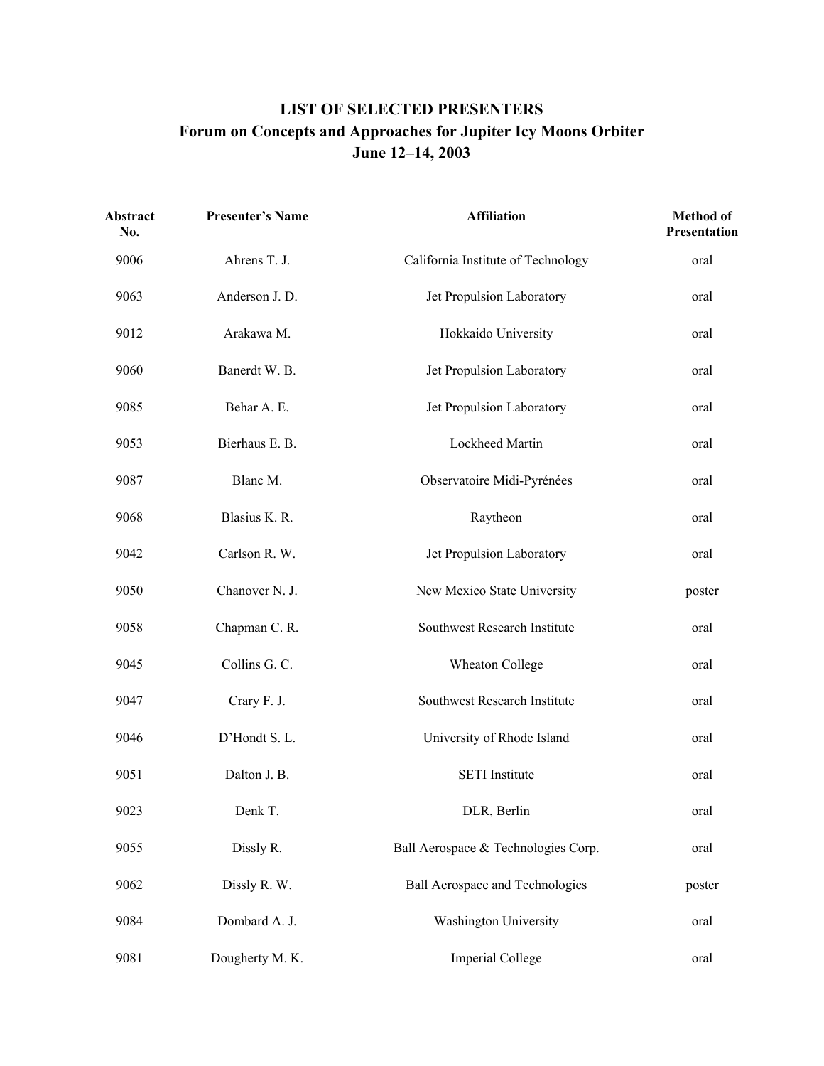# LIST OF SELECTED PRESENTERS
## Forum on Concepts and Approaches for Jupiter Icy Moons Orbiter
## June 12–14, 2003

| Abstract No. | Presenter's Name | Affiliation | Method of Presentation |
|---|---|---|---|
| 9006 | Ahrens T. J. | California Institute of Technology | oral |
| 9063 | Anderson J. D. | Jet Propulsion Laboratory | oral |
| 9012 | Arakawa M. | Hokkaido University | oral |
| 9060 | Banerdt W. B. | Jet Propulsion Laboratory | oral |
| 9085 | Behar A. E. | Jet Propulsion Laboratory | oral |
| 9053 | Bierhaus E. B. | Lockheed Martin | oral |
| 9087 | Blanc M. | Observatoire Midi-Pyrénées | oral |
| 9068 | Blasius K. R. | Raytheon | oral |
| 9042 | Carlson R. W. | Jet Propulsion Laboratory | oral |
| 9050 | Chanover N. J. | New Mexico State University | poster |
| 9058 | Chapman C. R. | Southwest Research Institute | oral |
| 9045 | Collins G. C. | Wheaton College | oral |
| 9047 | Crary F. J. | Southwest Research Institute | oral |
| 9046 | D'Hondt S. L. | University of Rhode Island | oral |
| 9051 | Dalton J. B. | SETI Institute | oral |
| 9023 | Denk T. | DLR, Berlin | oral |
| 9055 | Dissly R. | Ball Aerospace & Technologies Corp. | oral |
| 9062 | Dissly R. W. | Ball Aerospace and Technologies | poster |
| 9084 | Dombard A. J. | Washington University | oral |
| 9081 | Dougherty M. K. | Imperial College | oral |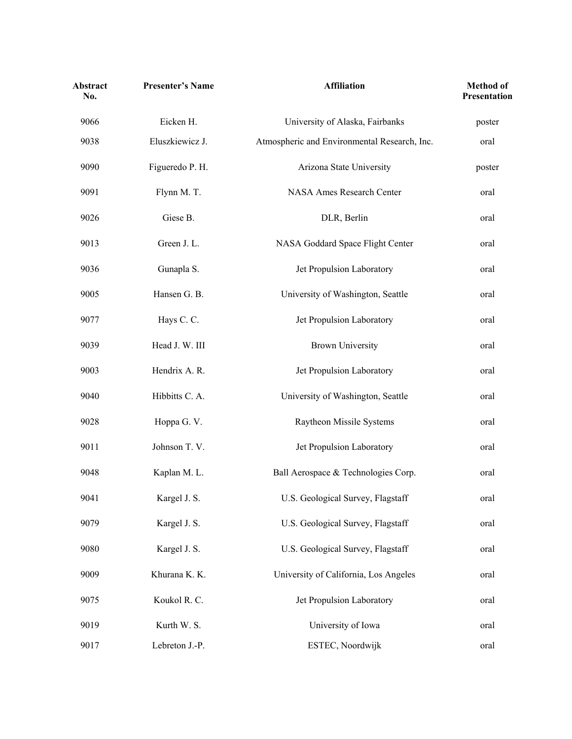| Abstract No. | Presenter's Name | Affiliation | Method of Presentation |
|---|---|---|---|
| 9066 | Eicken H. | University of Alaska, Fairbanks | poster |
| 9038 | Eluszkiewicz J. | Atmospheric and Environmental Research, Inc. | oral |
| 9090 | Figueredo P. H. | Arizona State University | poster |
| 9091 | Flynn M. T. | NASA Ames Research Center | oral |
| 9026 | Giese B. | DLR, Berlin | oral |
| 9013 | Green J. L. | NASA Goddard Space Flight Center | oral |
| 9036 | Gunapla S. | Jet Propulsion Laboratory | oral |
| 9005 | Hansen G. B. | University of Washington, Seattle | oral |
| 9077 | Hays C. C. | Jet Propulsion Laboratory | oral |
| 9039 | Head J. W. III | Brown University | oral |
| 9003 | Hendrix A. R. | Jet Propulsion Laboratory | oral |
| 9040 | Hibbitts C. A. | University of Washington, Seattle | oral |
| 9028 | Hoppa G. V. | Raytheon Missile Systems | oral |
| 9011 | Johnson T. V. | Jet Propulsion Laboratory | oral |
| 9048 | Kaplan M. L. | Ball Aerospace & Technologies Corp. | oral |
| 9041 | Kargel J. S. | U.S. Geological Survey, Flagstaff | oral |
| 9079 | Kargel J. S. | U.S. Geological Survey, Flagstaff | oral |
| 9080 | Kargel J. S. | U.S. Geological Survey, Flagstaff | oral |
| 9009 | Khurana K. K. | University of California, Los Angeles | oral |
| 9075 | Koukol R. C. | Jet Propulsion Laboratory | oral |
| 9019 | Kurth W. S. | University of Iowa | oral |
| 9017 | Lebreton J.-P. | ESTEC, Noordwijk | oral |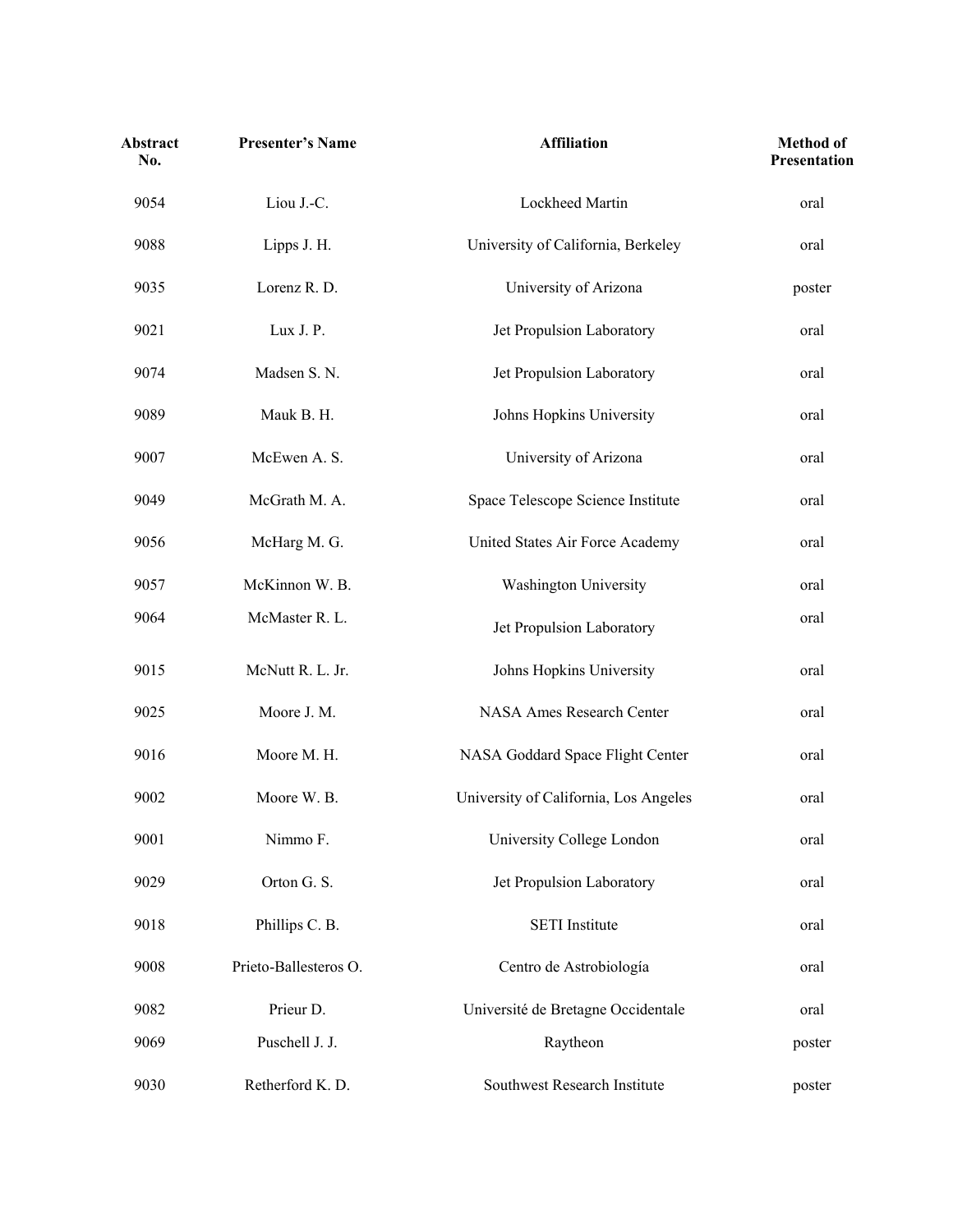| Abstract No. | Presenter's Name | Affiliation | Method of Presentation |
|---|---|---|---|
| 9054 | Liou J.-C. | Lockheed Martin | oral |
| 9088 | Lipps J. H. | University of California, Berkeley | oral |
| 9035 | Lorenz R. D. | University of Arizona | poster |
| 9021 | Lux J. P. | Jet Propulsion Laboratory | oral |
| 9074 | Madsen S. N. | Jet Propulsion Laboratory | oral |
| 9089 | Mauk B. H. | Johns Hopkins University | oral |
| 9007 | McEwen A. S. | University of Arizona | oral |
| 9049 | McGrath M. A. | Space Telescope Science Institute | oral |
| 9056 | McHarg M. G. | United States Air Force Academy | oral |
| 9057 | McKinnon W. B. | Washington University | oral |
| 9064 | McMaster R. L. | Jet Propulsion Laboratory | oral |
| 9015 | McNutt R. L. Jr. | Johns Hopkins University | oral |
| 9025 | Moore J. M. | NASA Ames Research Center | oral |
| 9016 | Moore M. H. | NASA Goddard Space Flight Center | oral |
| 9002 | Moore W. B. | University of California, Los Angeles | oral |
| 9001 | Nimmo F. | University College London | oral |
| 9029 | Orton G. S. | Jet Propulsion Laboratory | oral |
| 9018 | Phillips C. B. | SETI Institute | oral |
| 9008 | Prieto-Ballesteros O. | Centro de Astrobiología | oral |
| 9082 | Prieur D. | Université de Bretagne Occidentale | oral |
| 9069 | Puschell J. J. | Raytheon | poster |
| 9030 | Retherford K. D. | Southwest Research Institute | poster |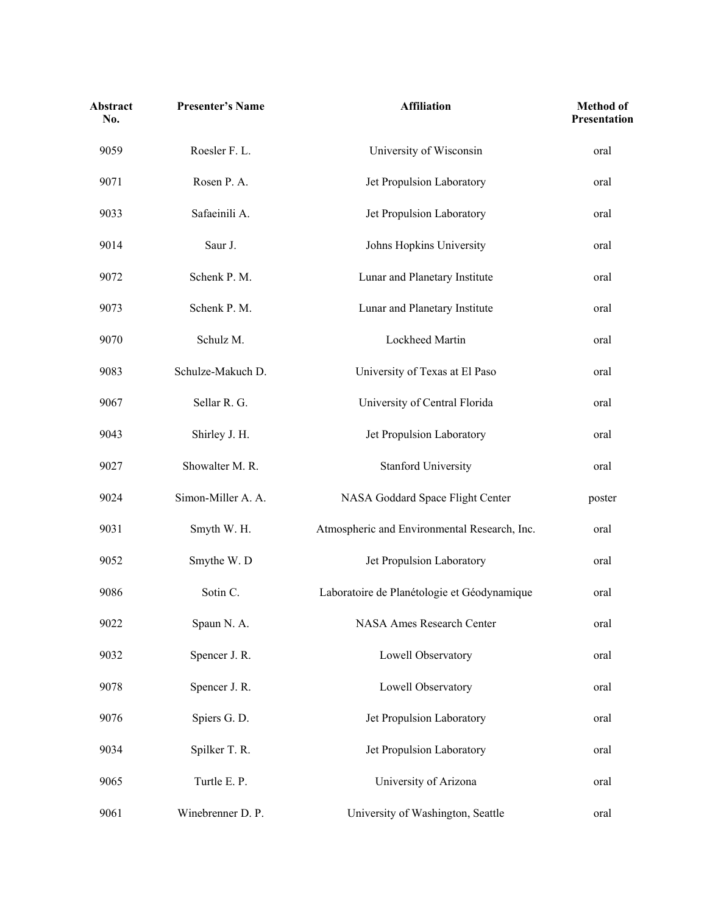| Abstract No. | Presenter's Name | Affiliation | Method of Presentation |
|---|---|---|---|
| 9059 | Roesler F. L. | University of Wisconsin | oral |
| 9071 | Rosen P. A. | Jet Propulsion Laboratory | oral |
| 9033 | Safaeinili A. | Jet Propulsion Laboratory | oral |
| 9014 | Saur J. | Johns Hopkins University | oral |
| 9072 | Schenk P. M. | Lunar and Planetary Institute | oral |
| 9073 | Schenk P. M. | Lunar and Planetary Institute | oral |
| 9070 | Schulz M. | Lockheed Martin | oral |
| 9083 | Schulze-Makuch D. | University of Texas at El Paso | oral |
| 9067 | Sellar R. G. | University of Central Florida | oral |
| 9043 | Shirley J. H. | Jet Propulsion Laboratory | oral |
| 9027 | Showalter M. R. | Stanford University | oral |
| 9024 | Simon-Miller A. A. | NASA Goddard Space Flight Center | poster |
| 9031 | Smyth W. H. | Atmospheric and Environmental Research, Inc. | oral |
| 9052 | Smythe W. D | Jet Propulsion Laboratory | oral |
| 9086 | Sotin C. | Laboratoire de Planétologie et Géodynamique | oral |
| 9022 | Spaun N. A. | NASA Ames Research Center | oral |
| 9032 | Spencer J. R. | Lowell Observatory | oral |
| 9078 | Spencer J. R. | Lowell Observatory | oral |
| 9076 | Spiers G. D. | Jet Propulsion Laboratory | oral |
| 9034 | Spilker T. R. | Jet Propulsion Laboratory | oral |
| 9065 | Turtle E. P. | University of Arizona | oral |
| 9061 | Winebrenner D. P. | University of Washington, Seattle | oral |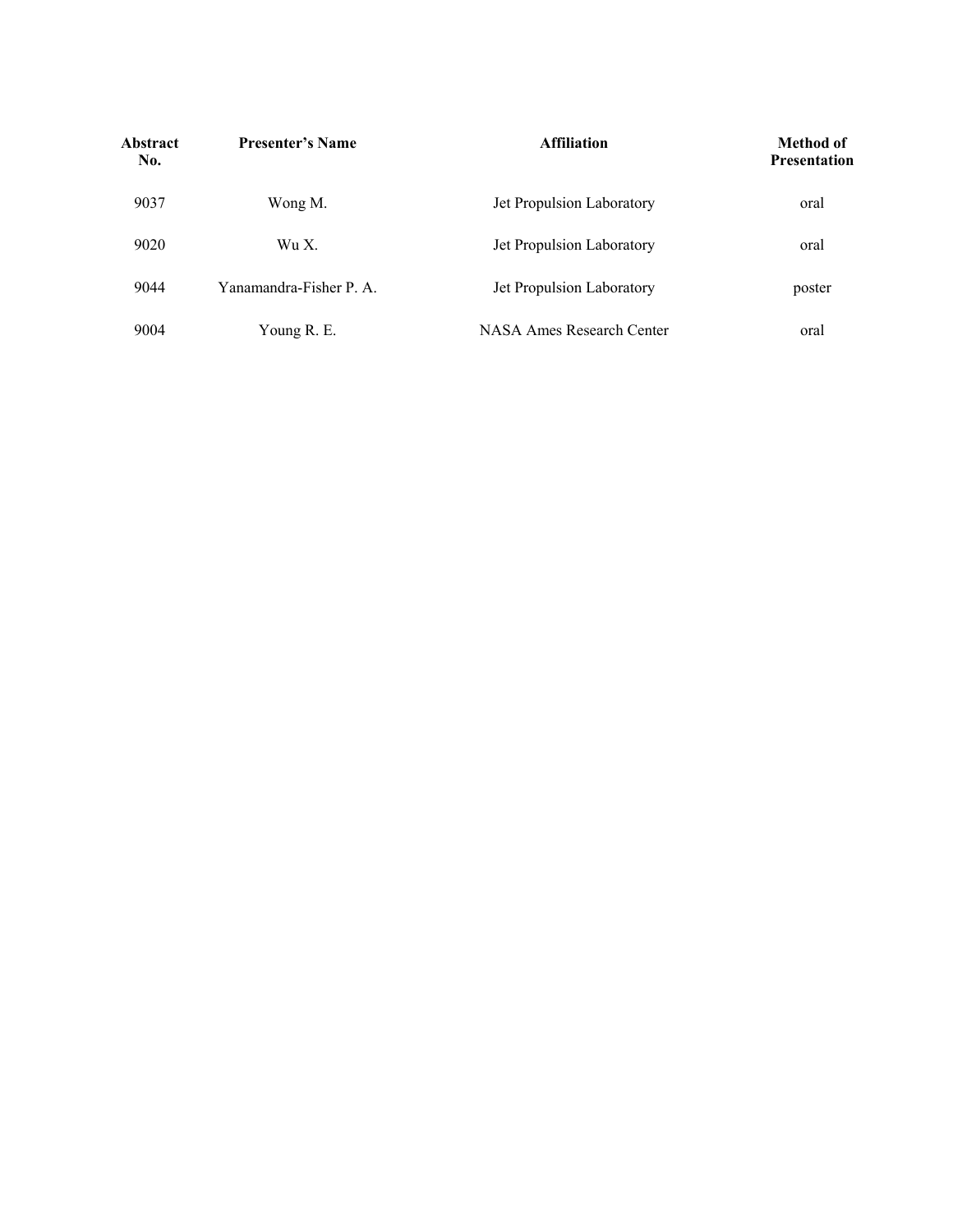| Abstract No. | Presenter's Name | Affiliation | Method of Presentation |
|---|---|---|---|
| 9037 | Wong M. | Jet Propulsion Laboratory | oral |
| 9020 | Wu X. | Jet Propulsion Laboratory | oral |
| 9044 | Yanamandra-Fisher P. A. | Jet Propulsion Laboratory | poster |
| 9004 | Young R. E. | NASA Ames Research Center | oral |